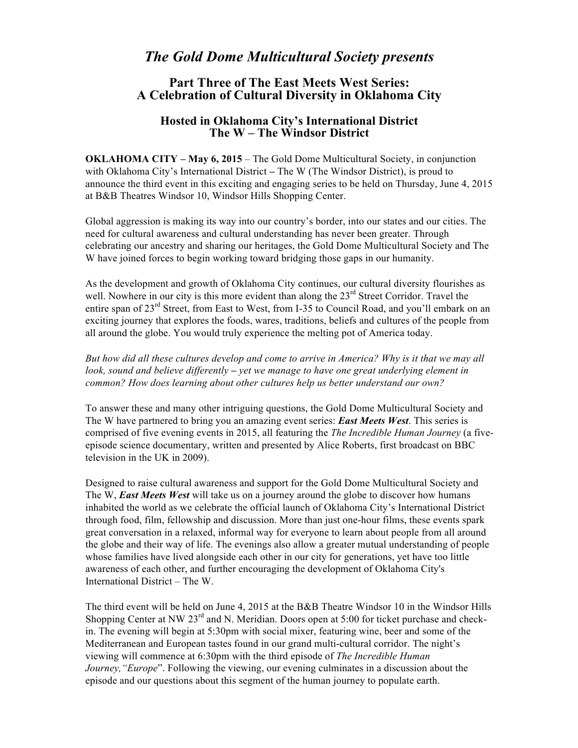# *The Gold Dome Multicultural Society presents*

## Part Three of The East Meets West Series: A Celebration of Cultural Diversity in Oklahoma City

### Hosted in Oklahoma City's International District The W – The Windsor District

**OKLAHOMA CITY – May 6, 2015** – The Gold Dome Multicultural Society, in conjunction with Oklahoma City's International District – The W (The Windsor District), is proud to announce the third event in this exciting and engaging series to be held on Thursday, June 4, 2015 at B&B Theatres Windsor 10, Windsor Hills Shopping Center.

Global aggression is making its way into our country's border, into our states and our cities. The need for cultural awareness and cultural understanding has never been greater. Through celebrating our ancestry and sharing our heritages, the Gold Dome Multicultural Society and The W have joined forces to begin working toward bridging those gaps in our humanity.

As the development and growth of Oklahoma City continues, our cultural diversity flourishes as well. Nowhere in our city is this more evident than along the 23rd Street Corridor. Travel the entire span of 23rd Street, from East to West, from I-35 to Council Road, and you'll embark on an exciting journey that explores the foods, wares, traditions, beliefs and cultures of the people from all around the globe. You would truly experience the melting pot of America today.

*But how did all these cultures develop and come to arrive in America? Why is it that we may all look, sound and believe differently – yet we manage to have one great underlying element in common? How does learning about other cultures help us better understand our own?*

To answer these and many other intriguing questions, the Gold Dome Multicultural Society and The W have partnered to bring you an amazing event series: ***East Meets West***. This series is comprised of five evening events in 2015, all featuring the *The Incredible Human Journey* (a five-episode science documentary, written and presented by Alice Roberts, first broadcast on BBC television in the UK in 2009).

Designed to raise cultural awareness and support for the Gold Dome Multicultural Society and The W, ***East Meets West*** will take us on a journey around the globe to discover how humans inhabited the world as we celebrate the official launch of Oklahoma City's International District through food, film, fellowship and discussion. More than just one-hour films, these events spark great conversation in a relaxed, informal way for everyone to learn about people from all around the globe and their way of life. The evenings also allow a greater mutual understanding of people whose families have lived alongside each other in our city for generations, yet have too little awareness of each other, and further encouraging the development of Oklahoma City's International District – The W.

The third event will be held on June 4, 2015 at the B&B Theatre Windsor 10 in the Windsor Hills Shopping Center at NW 23rd and N. Meridian. Doors open at 5:00 for ticket purchase and check-in. The evening will begin at 5:30pm with social mixer, featuring wine, beer and some of the Mediterranean and European tastes found in our grand multi-cultural corridor. The night's viewing will commence at 6:30pm with the third episode of *The Incredible Human Journey,"Europe*". Following the viewing, our evening culminates in a discussion about the episode and our questions about this segment of the human journey to populate earth.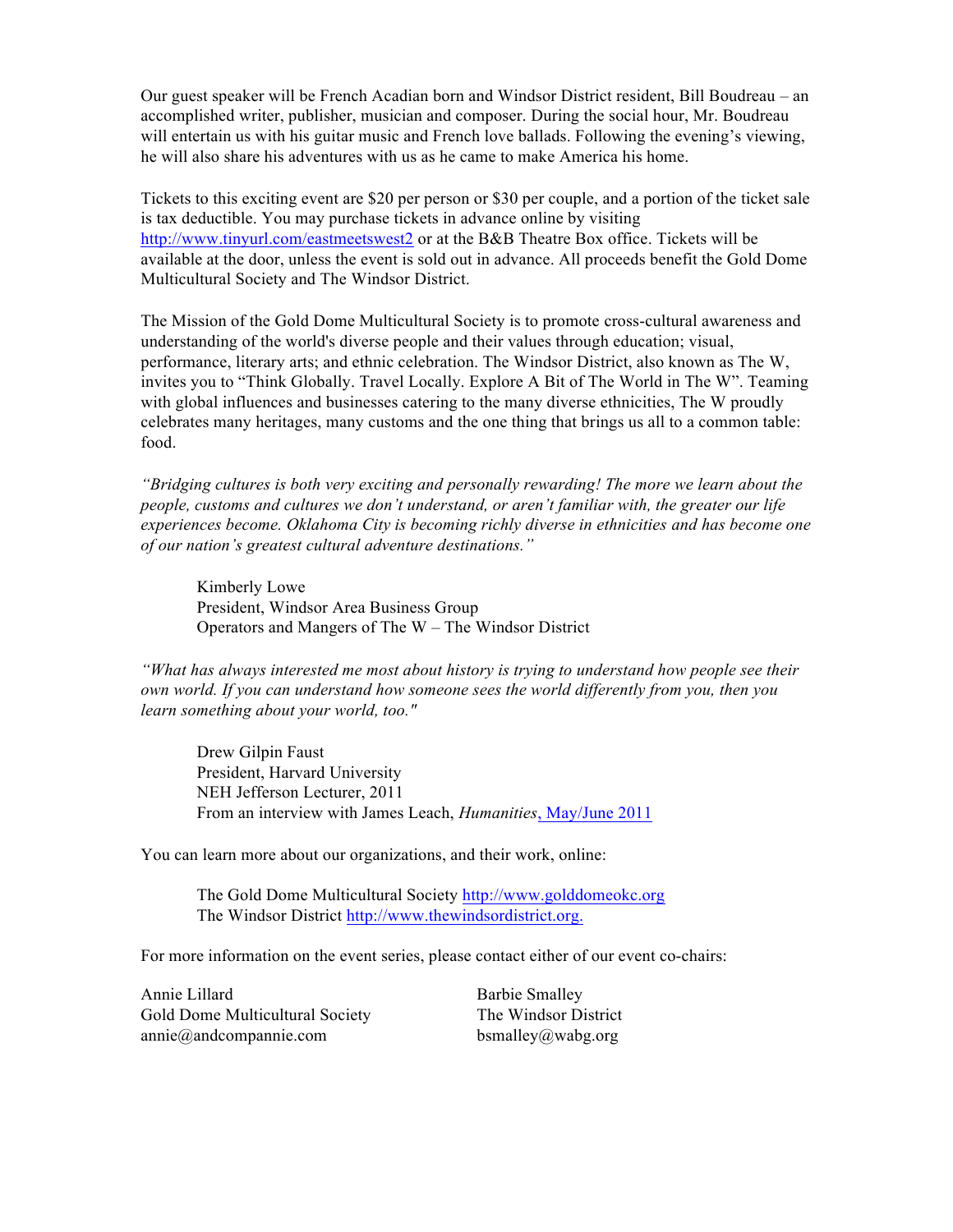Our guest speaker will be French Acadian born and Windsor District resident, Bill Boudreau – an accomplished writer, publisher, musician and composer. During the social hour, Mr. Boudreau will entertain us with his guitar music and French love ballads. Following the evening's viewing, he will also share his adventures with us as he came to make America his home.

Tickets to this exciting event are $20 per person or $30 per couple, and a portion of the ticket sale is tax deductible. You may purchase tickets in advance online by visiting http://www.tinyurl.com/eastmeetswest2 or at the B&B Theatre Box office. Tickets will be available at the door, unless the event is sold out in advance. All proceeds benefit the Gold Dome Multicultural Society and The Windsor District.

The Mission of the Gold Dome Multicultural Society is to promote cross-cultural awareness and understanding of the world's diverse people and their values through education; visual, performance, literary arts; and ethnic celebration. The Windsor District, also known as The W, invites you to "Think Globally. Travel Locally. Explore A Bit of The World in The W". Teaming with global influences and businesses catering to the many diverse ethnicities, The W proudly celebrates many heritages, many customs and the one thing that brings us all to a common table: food.

*"Bridging cultures is both very exciting and personally rewarding! The more we learn about the people, customs and cultures we don't understand, or aren't familiar with, the greater our life experiences become. Oklahoma City is becoming richly diverse in ethnicities and has become one of our nation's greatest cultural adventure destinations."*

> Kimberly Lowe
> President, Windsor Area Business Group
> Operators and Mangers of The W – The Windsor District

*"What has always interested me most about history is trying to understand how people see their own world. If you can understand how someone sees the world differently from you, then you learn something about your world, too."*

> Drew Gilpin Faust
> President, Harvard University
> NEH Jefferson Lecturer, 2011
> From an interview with James Leach, *Humanities*, May/June 2011

You can learn more about our organizations, and their work, online:

> The Gold Dome Multicultural Society http://www.golddomeokc.org
> The Windsor District http://www.thewindsordistrict.org.

For more information on the event series, please contact either of our event co-chairs:

Annie Lillard
Gold Dome Multicultural Society
annie@andcompannie.com

Barbie Smalley
The Windsor District
bsmalley@wabg.org